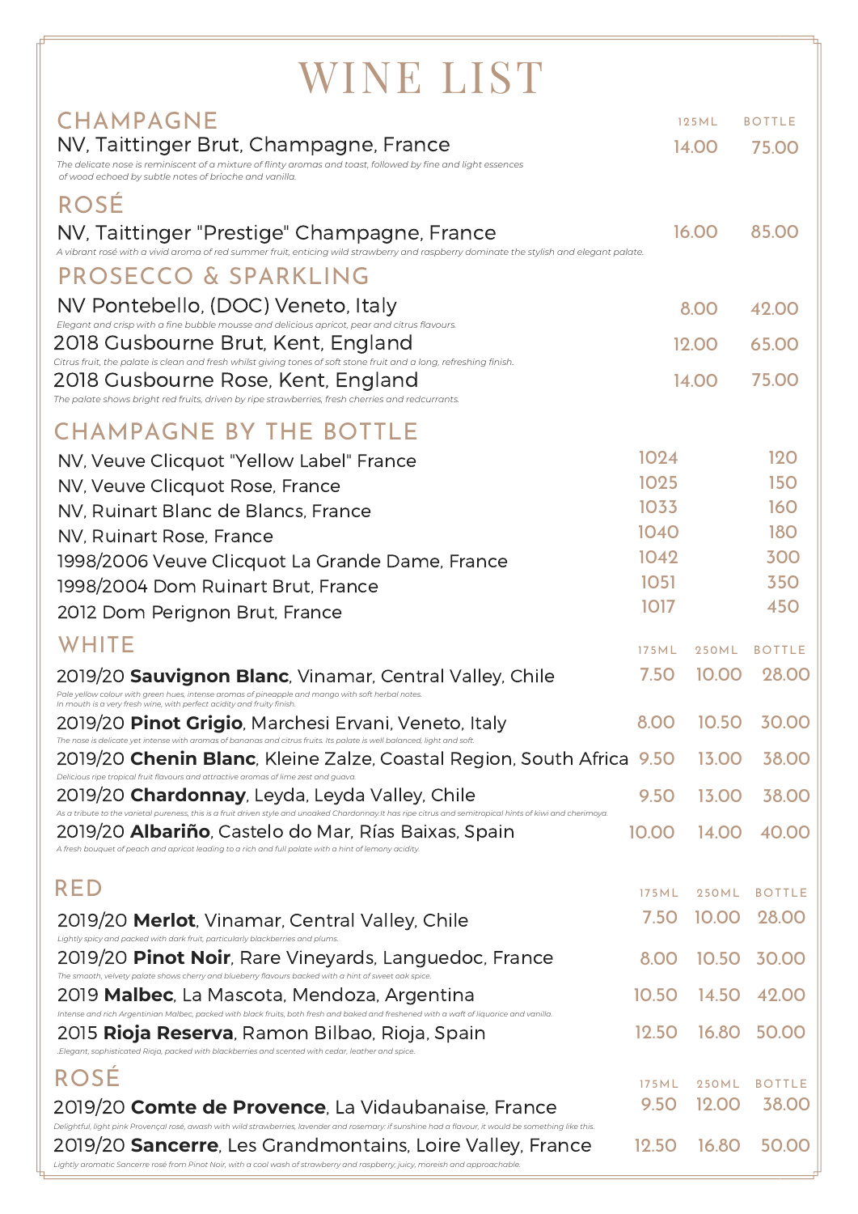# WINE LIST

## CHAMPAGNE

| | 125ML | BOTTLE |
|---|---|---|
| NV, Taittinger Brut, Champagne, France<br>*The delicate nose is reminiscent of a mixture of flinty aromas and toast, followed by fine and light essences of wood echoed by subtle notes of brioche and vanilla.* | 14.00 | 75.00 |

## ROSÉ

| | 125ML | BOTTLE |
|---|---|---|
| NV, Taittinger "Prestige" Champagne, France<br>*A vibrant rosé with a vivid aroma of red summer fruit, enticing wild strawberry and raspberry dominate the stylish and elegant palate.* | 16.00 | 85.00 |

## PROSECCO & SPARKLING

| | 125ML | BOTTLE |
|---|---|---|
| NV Pontebello, (DOC) Veneto, Italy<br>*Elegant and crisp with a fine bubble mousse and delicious apricot, pear and citrus flavours.* | 8.00 | 42.00 |
| 2018 Gusbourne Brut, Kent, England<br>*Citrus fruit, the palate is clean and fresh whilst giving tones of soft stone fruit and a long, refreshing finish.* | 12.00 | 65.00 |
| 2018 Gusbourne Rose, Kent, England<br>*The palate shows bright red fruits, driven by ripe strawberries, fresh cherries and redcurrants.* | 14.00 | 75.00 |

## CHAMPAGNE BY THE BOTTLE

| | | |
|---|---|---|
| NV, Veuve Clicquot "Yellow Label" France | 1024 | 120 |
| NV, Veuve Clicquot Rose, France | 1025 | 150 |
| NV, Ruinart Blanc de Blancs, France | 1033 | 160 |
| NV, Ruinart Rose, France | 1040 | 180 |
| 1998/2006 Veuve Clicquot La Grande Dame, France | 1042 | 300 |
| 1998/2004 Dom Ruinart Brut, France | 1051 | 350 |
| 2012 Dom Perignon Brut, France | 1017 | 450 |

## WHITE

| | 175ML | 250ML | BOTTLE |
|---|---|---|---|
| 2019/20 **Sauvignon Blanc**, Vinamar, Central Valley, Chile<br>*Pale yellow colour with green hues, intense aromas of pineapple and mango with soft herbal notes. In mouth is a very fresh wine, with perfect acidity and fruity finish.* | 7.50 | 10.00 | 28.00 |
| 2019/20 **Pinot Grigio**, Marchesi Ervani, Veneto, Italy<br>*The nose is delicate yet intense with aromas of bananas and citrus fruits. Its palate is well balanced, light and soft.* | 8.00 | 10.50 | 30.00 |
| 2019/20 **Chenin Blanc**, Kleine Zalze, Coastal Region, South Africa<br>*Delicious ripe tropical fruit flavours and attractive aromas of lime zest and guava.* | 9.50 | 13.00 | 38.00 |
| 2019/20 **Chardonnay**, Leyda, Leyda Valley, Chile<br>*As a tribute to the varietal pureness, this is a fruit driven style and unoaked Chardonnay.It has ripe citrus and semitropical hints of kiwi and cherimoya.* | 9.50 | 13.00 | 38.00 |
| 2019/20 **Albariño**, Castelo do Mar, Rías Baixas, Spain<br>*A fresh bouquet of peach and apricot leading to a rich and full palate with a hint of lemony acidity.* | 10.00 | 14.00 | 40.00 |

## RED

| | 175ML | 250ML | BOTTLE |
|---|---|---|---|
| 2019/20 **Merlot**, Vinamar, Central Valley, Chile<br>*Lightly spicy and packed with dark fruit, particularly blackberries and plums.* | 7.50 | 10.00 | 28.00 |
| 2019/20 **Pinot Noir**, Rare Vineyards, Languedoc, France<br>*The smooth, velvety palate shows cherry and blueberry flavours backed with a hint of sweet oak spice.* | 8.00 | 10.50 | 30.00 |
| 2019 **Malbec**, La Mascota, Mendoza, Argentina<br>*Intense and rich Argentinian Malbec, packed with black fruits, both fresh and baked and freshened with a waft of liquorice and vanilla.* | 10.50 | 14.50 | 42.00 |
| 2015 **Rioja Reserva**, Ramon Bilbao, Rioja, Spain<br>*.Elegant, sophisticated Rioja, packed with blackberries and scented with cedar, leather and spice.* | 12.50 | 16.80 | 50.00 |

## ROSÉ

| | 175ML | 250ML | BOTTLE |
|---|---|---|---|
| 2019/20 **Comte de Provence**, La Vidaubanaise, France<br>*Delightful, light pink Provençal rosé, awash with wild strawberries, lavender and rosemary: if sunshine had a flavour, it would be something like this.* | 9.50 | 12.00 | 38.00 |
| 2019/20 **Sancerre**, Les Grandmontains, Loire Valley, France<br>*Lightly aromatic Sancerre rosé from Pinot Noir, with a cool wash of strawberry and raspberry; juicy, moreish and approachable.* | 12.50 | 16.80 | 50.00 |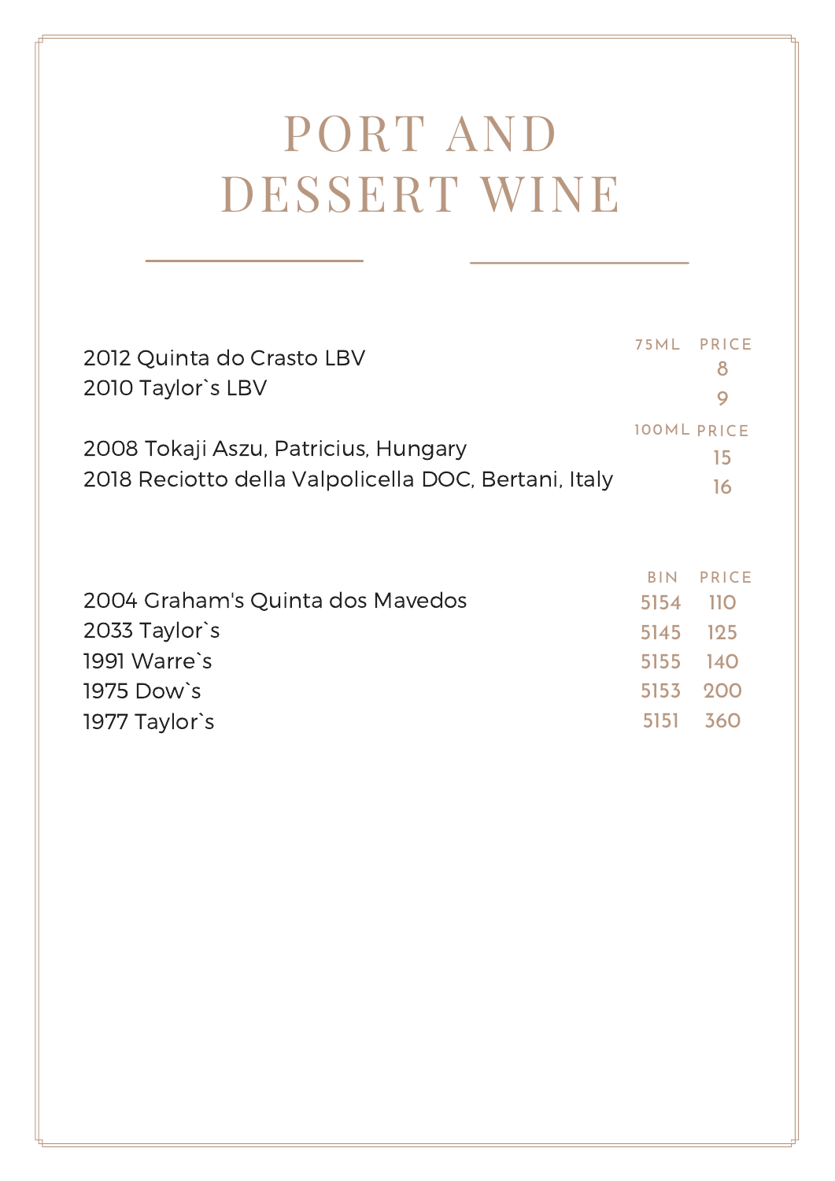# PORT AND DESSERT WINE

| | 75ML | PRICE |
|---|---|---|
| 2012 Quinta do Crasto LBV | | 8 |
| 2010 Taylor`s LBV | | 9 |

| | 100ML | PRICE |
|---|---|---|
| 2008 Tokaji Aszu, Patricius, Hungary | | 15 |
| 2018 Reciotto della Valpolicella DOC, Bertani, Italy | | 16 |

| | BIN | PRICE |
|---|---|---|
| 2004 Graham's Quinta dos Mavedos | 5154 | 110 |
| 2033 Taylor`s | 5145 | 125 |
| 1991 Warre`s | 5155 | 140 |
| 1975 Dow`s | 5153 | 200 |
| 1977 Taylor`s | 5151 | 360 |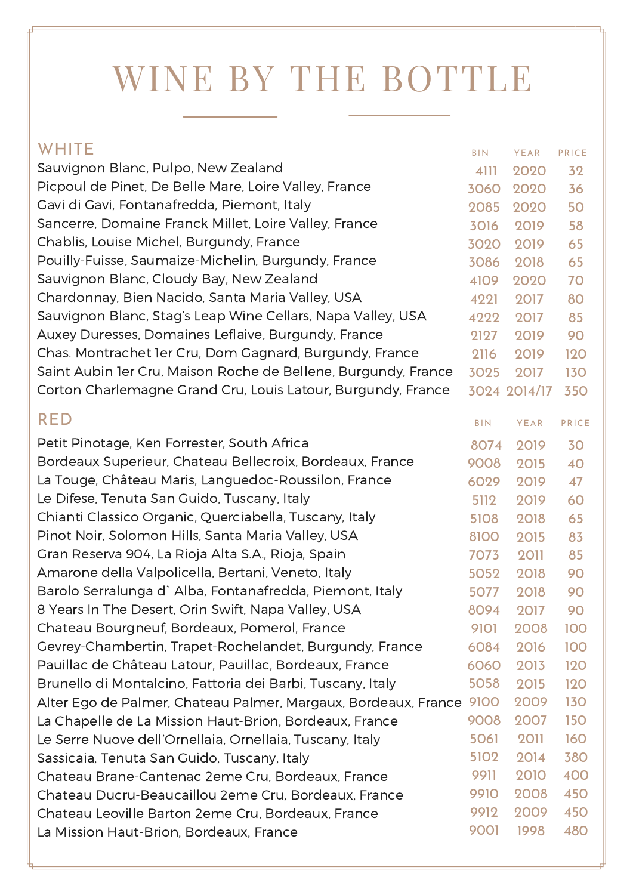# WINE BY THE BOTTLE

## WHITE

| WHITE | BIN | YEAR | PRICE |
|---|---|---|---|
| Sauvignon Blanc, Pulpo, New Zealand | 4111 | 2020 | 32 |
| Picpoul de Pinet, De Belle Mare, Loire Valley, France | 3060 | 2020 | 36 |
| Gavi di Gavi, Fontanafredda, Piemont, Italy | 2085 | 2020 | 50 |
| Sancerre, Domaine Franck Millet, Loire Valley, France | 3016 | 2019 | 58 |
| Chablis, Louise Michel, Burgundy, France | 3020 | 2019 | 65 |
| Pouilly-Fuisse, Saumaize-Michelin, Burgundy, France | 3086 | 2018 | 65 |
| Sauvignon Blanc, Cloudy Bay, New Zealand | 4109 | 2020 | 70 |
| Chardonnay, Bien Nacido, Santa Maria Valley, USA | 4221 | 2017 | 80 |
| Sauvignon Blanc, Stag's Leap Wine Cellars, Napa Valley, USA | 4222 | 2017 | 85 |
| Auxey Duresses, Domaines Leflaive, Burgundy, France | 2127 | 2019 | 90 |
| Chas. Montrachet 1er Cru, Dom Gagnard, Burgundy, France | 2116 | 2019 | 120 |
| Saint Aubin 1er Cru, Maison Roche de Bellene, Burgundy, France | 3025 | 2017 | 130 |
| Corton Charlemagne Grand Cru, Louis Latour, Burgundy, France | 3024 | 2014/17 | 350 |

## RED

| RED | BIN | YEAR | PRICE |
|---|---|---|---|
| Petit Pinotage, Ken Forrester, South Africa | 8074 | 2019 | 30 |
| Bordeaux Superieur, Chateau Bellecroix, Bordeaux, France | 9008 | 2015 | 40 |
| La Touge, Château Maris, Languedoc-Roussilon, France | 6029 | 2019 | 47 |
| Le Difese, Tenuta San Guido, Tuscany, Italy | 5112 | 2019 | 60 |
| Chianti Classico Organic, Querciabella, Tuscany, Italy | 5108 | 2018 | 65 |
| Pinot Noir, Solomon Hills, Santa Maria Valley, USA | 8100 | 2015 | 83 |
| Gran Reserva 904, La Rioja Alta S.A., Rioja, Spain | 7073 | 2011 | 85 |
| Amarone della Valpolicella, Bertani, Veneto, Italy | 5052 | 2018 | 90 |
| Barolo Serralunga d` Alba, Fontanafredda, Piemont, Italy | 5077 | 2018 | 90 |
| 8 Years In The Desert, Orin Swift, Napa Valley, USA | 8094 | 2017 | 90 |
| Chateau Bourgneuf, Bordeaux, Pomerol, France | 9101 | 2008 | 100 |
| Gevrey-Chambertin, Trapet-Rochelandet, Burgundy, France | 6084 | 2016 | 100 |
| Pauillac de Château Latour, Pauillac, Bordeaux, France | 6060 | 2013 | 120 |
| Brunello di Montalcino, Fattoria dei Barbi, Tuscany, Italy | 5058 | 2015 | 120 |
| Alter Ego de Palmer, Chateau Palmer, Margaux, Bordeaux, France | 9100 | 2009 | 130 |
| La Chapelle de La Mission Haut-Brion, Bordeaux, France | 9008 | 2007 | 150 |
| Le Serre Nuove dell'Ornellaia, Ornellaia, Tuscany, Italy | 5061 | 2011 | 160 |
| Sassicaia, Tenuta San Guido, Tuscany, Italy | 5102 | 2014 | 380 |
| Chateau Brane-Cantenac 2eme Cru, Bordeaux, France | 9911 | 2010 | 400 |
| Chateau Ducru-Beaucaillou 2eme Cru, Bordeaux, France | 9910 | 2008 | 450 |
| Chateau Leoville Barton 2eme Cru, Bordeaux, France | 9912 | 2009 | 450 |
| La Mission Haut-Brion, Bordeaux, France | 9001 | 1998 | 480 |